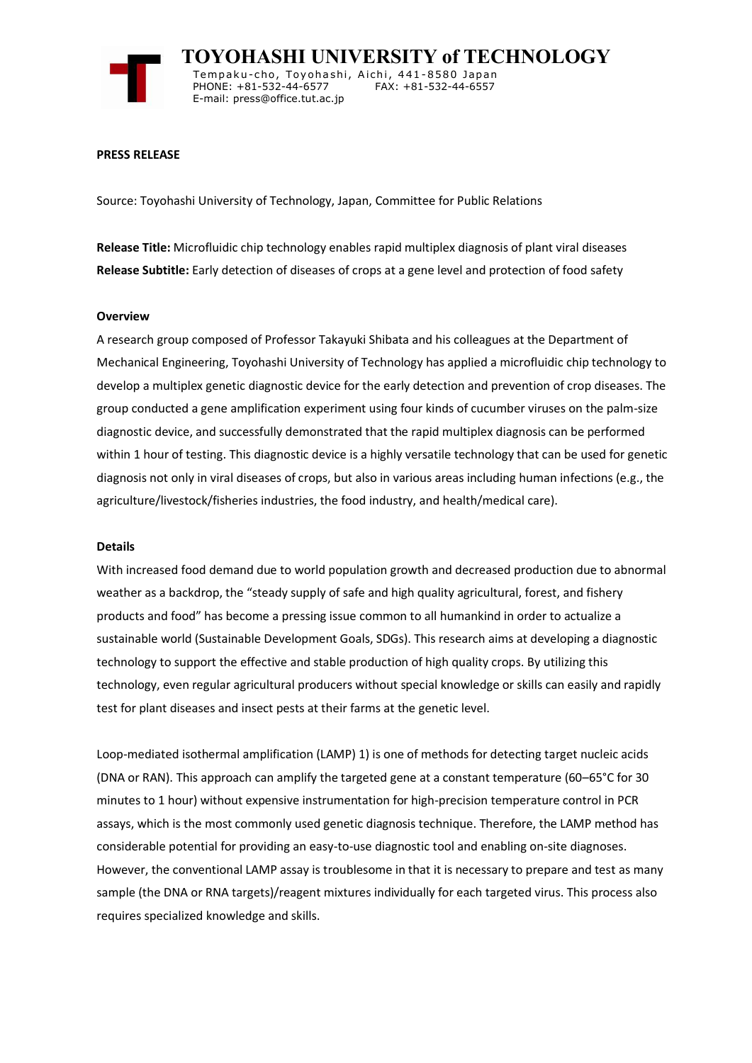# TOYOHASHI UNIVERSITY of TECHNOLOGY

Tempaku-cho, Toyohashi, Aichi, 441-8580 Japan
PHONE: +81-532-44-6577 FAX: +81-532-44-6557
E-mail: press@office.tut.ac.jp

**PRESS RELEASE**

Source: Toyohashi University of Technology, Japan, Committee for Public Relations

**Release Title:** Microfluidic chip technology enables rapid multiplex diagnosis of plant viral diseases
**Release Subtitle:** Early detection of diseases of crops at a gene level and protection of food safety

## Overview

A research group composed of Professor Takayuki Shibata and his colleagues at the Department of Mechanical Engineering, Toyohashi University of Technology has applied a microfluidic chip technology to develop a multiplex genetic diagnostic device for the early detection and prevention of crop diseases. The group conducted a gene amplification experiment using four kinds of cucumber viruses on the palm-size diagnostic device, and successfully demonstrated that the rapid multiplex diagnosis can be performed within 1 hour of testing. This diagnostic device is a highly versatile technology that can be used for genetic diagnosis not only in viral diseases of crops, but also in various areas including human infections (e.g., the agriculture/livestock/fisheries industries, the food industry, and health/medical care).

## Details

With increased food demand due to world population growth and decreased production due to abnormal weather as a backdrop, the “steady supply of safe and high quality agricultural, forest, and fishery products and food” has become a pressing issue common to all humankind in order to actualize a sustainable world (Sustainable Development Goals, SDGs). This research aims at developing a diagnostic technology to support the effective and stable production of high quality crops. By utilizing this technology, even regular agricultural producers without special knowledge or skills can easily and rapidly test for plant diseases and insect pests at their farms at the genetic level.

Loop-mediated isothermal amplification (LAMP) 1) is one of methods for detecting target nucleic acids (DNA or RAN). This approach can amplify the targeted gene at a constant temperature (60–65°C for 30 minutes to 1 hour) without expensive instrumentation for high-precision temperature control in PCR assays, which is the most commonly used genetic diagnosis technique. Therefore, the LAMP method has considerable potential for providing an easy-to-use diagnostic tool and enabling on-site diagnoses. However, the conventional LAMP assay is troublesome in that it is necessary to prepare and test as many sample (the DNA or RNA targets)/reagent mixtures individually for each targeted virus. This process also requires specialized knowledge and skills.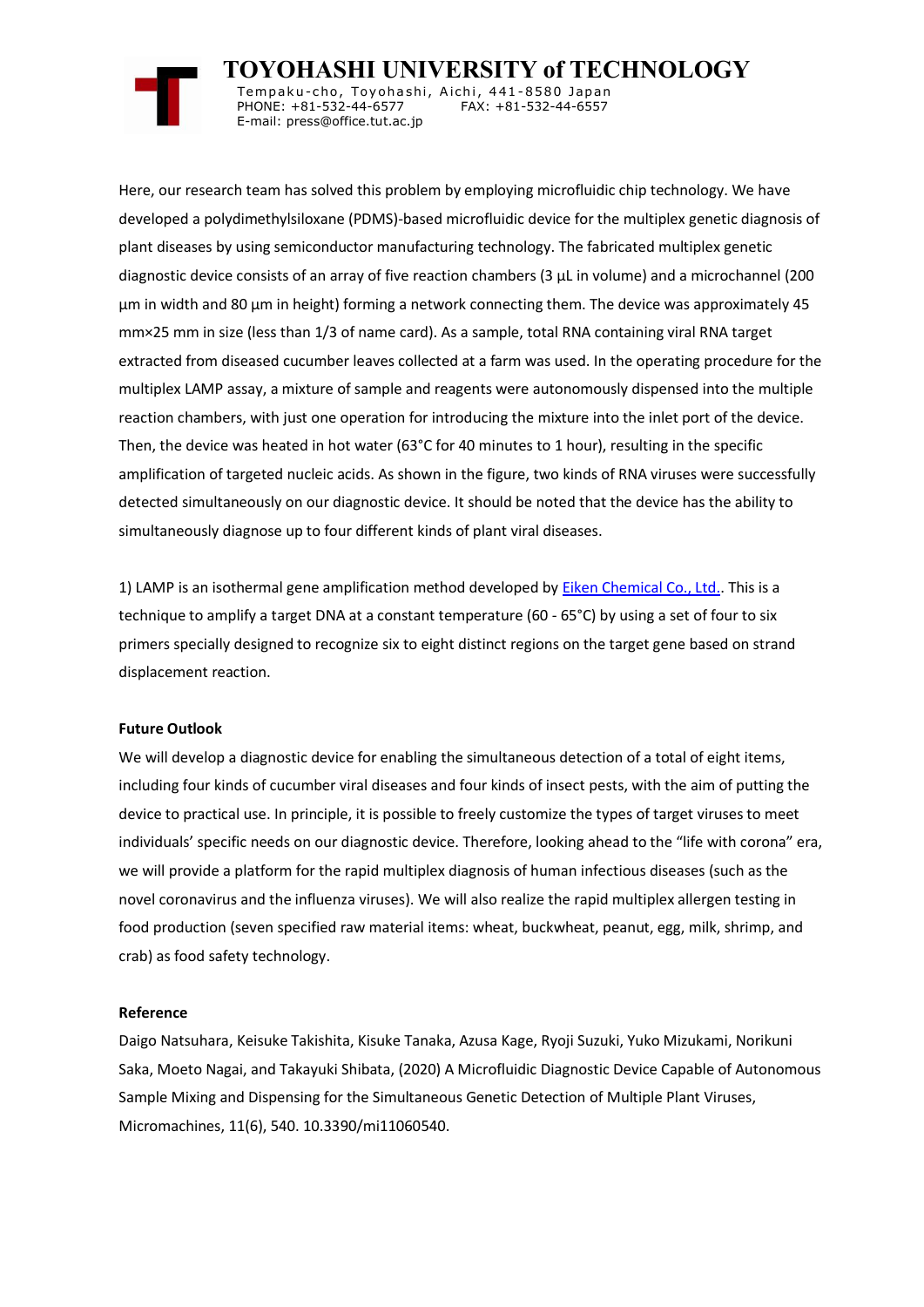Here, our research team has solved this problem by employing microfluidic chip technology. We have developed a polydimethylsiloxane (PDMS)-based microfluidic device for the multiplex genetic diagnosis of plant diseases by using semiconductor manufacturing technology. The fabricated multiplex genetic diagnostic device consists of an array of five reaction chambers (3 µL in volume) and a microchannel (200 µm in width and 80 µm in height) forming a network connecting them. The device was approximately 45 mm×25 mm in size (less than 1/3 of name card). As a sample, total RNA containing viral RNA target extracted from diseased cucumber leaves collected at a farm was used. In the operating procedure for the multiplex LAMP assay, a mixture of sample and reagents were autonomously dispensed into the multiple reaction chambers, with just one operation for introducing the mixture into the inlet port of the device. Then, the device was heated in hot water (63°C for 40 minutes to 1 hour), resulting in the specific amplification of targeted nucleic acids. As shown in the figure, two kinds of RNA viruses were successfully detected simultaneously on our diagnostic device. It should be noted that the device has the ability to simultaneously diagnose up to four different kinds of plant viral diseases.

1) LAMP is an isothermal gene amplification method developed by Eiken Chemical Co., Ltd.. This is a technique to amplify a target DNA at a constant temperature (60 - 65°C) by using a set of four to six primers specially designed to recognize six to eight distinct regions on the target gene based on strand displacement reaction.

**Future Outlook**

We will develop a diagnostic device for enabling the simultaneous detection of a total of eight items, including four kinds of cucumber viral diseases and four kinds of insect pests, with the aim of putting the device to practical use. In principle, it is possible to freely customize the types of target viruses to meet individuals' specific needs on our diagnostic device. Therefore, looking ahead to the "life with corona" era, we will provide a platform for the rapid multiplex diagnosis of human infectious diseases (such as the novel coronavirus and the influenza viruses). We will also realize the rapid multiplex allergen testing in food production (seven specified raw material items: wheat, buckwheat, peanut, egg, milk, shrimp, and crab) as food safety technology.

**Reference**

Daigo Natsuhara, Keisuke Takishita, Kisuke Tanaka, Azusa Kage, Ryoji Suzuki, Yuko Mizukami, Norikuni Saka, Moeto Nagai, and Takayuki Shibata, (2020) A Microfluidic Diagnostic Device Capable of Autonomous Sample Mixing and Dispensing for the Simultaneous Genetic Detection of Multiple Plant Viruses, Micromachines, 11(6), 540. 10.3390/mi11060540.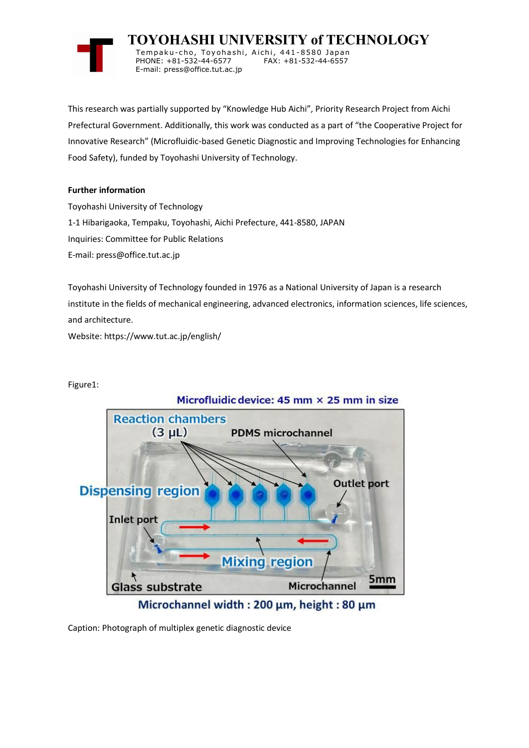This research was partially supported by "Knowledge Hub Aichi", Priority Research Project from Aichi Prefectural Government. Additionally, this work was conducted as a part of "the Cooperative Project for Innovative Research" (Microfluidic-based Genetic Diagnostic and Improving Technologies for Enhancing Food Safety), funded by Toyohashi University of Technology.

**Further information**

Toyohashi University of Technology
1-1 Hibarigaoka, Tempaku, Toyohashi, Aichi Prefecture, 441-8580, JAPAN
Inquiries: Committee for Public Relations
E-mail: press@office.tut.ac.jp

Toyohashi University of Technology founded in 1976 as a National University of Japan is a research institute in the fields of mechanical engineering, advanced electronics, information sciences, life sciences, and architecture.
Website: https://www.tut.ac.jp/english/

Figure1:

Caption: Photograph of multiplex genetic diagnostic device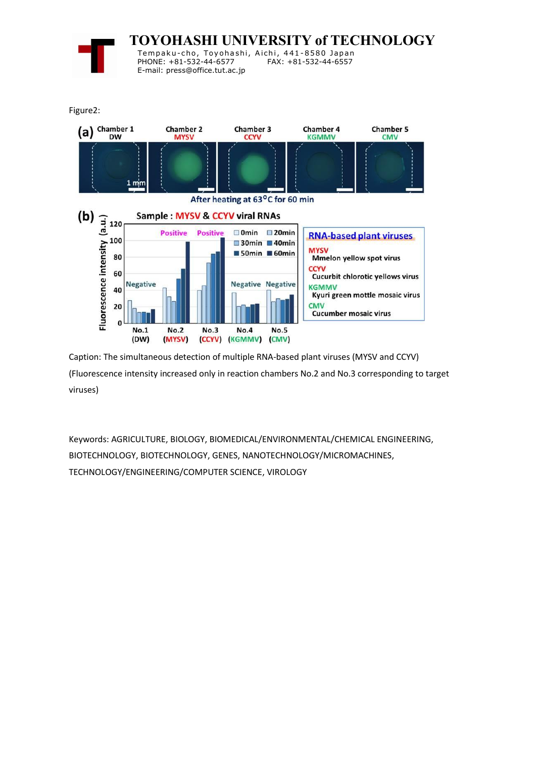Figure2:

(a) Chamber 1 DW
Chamber 2 MYSV
Chamber 3 CCYV
Chamber 4 KGMMV
Chamber 5 CMV

1 mm

After heating at 63°C for 60 min

(b) Sample : MYSV & CCYV viral RNAs

Fluorescence intensity (a.u.)

120
100
80
60
40
20
0

Negative
Positive
Positive
Negative
Negative

0min
20min
30min
40min
50min
60min

No.1 (DW)
No.2 (MYSV)
No.3 (CCYV)
No.4 (KGMMV)
No.5 (CMV)

RNA-based plant viruses

MYSV
Mmelon yellow spot virus

CCYV
Cucurbit chlorotic yellows virus

KGMMV
Kyuri green mottle mosaic virus

CMV
Cucumber mosaic virus

Caption: The simultaneous detection of multiple RNA-based plant viruses (MYSV and CCYV) (Fluorescence intensity increased only in reaction chambers No.2 and No.3 corresponding to target viruses)

Keywords: AGRICULTURE, BIOLOGY, BIOMEDICAL/ENVIRONMENTAL/CHEMICAL ENGINEERING, BIOTECHNOLOGY, BIOTECHNOLOGY, GENES, NANOTECHNOLOGY/MICROMACHINES, TECHNOLOGY/ENGINEERING/COMPUTER SCIENCE, VIROLOGY